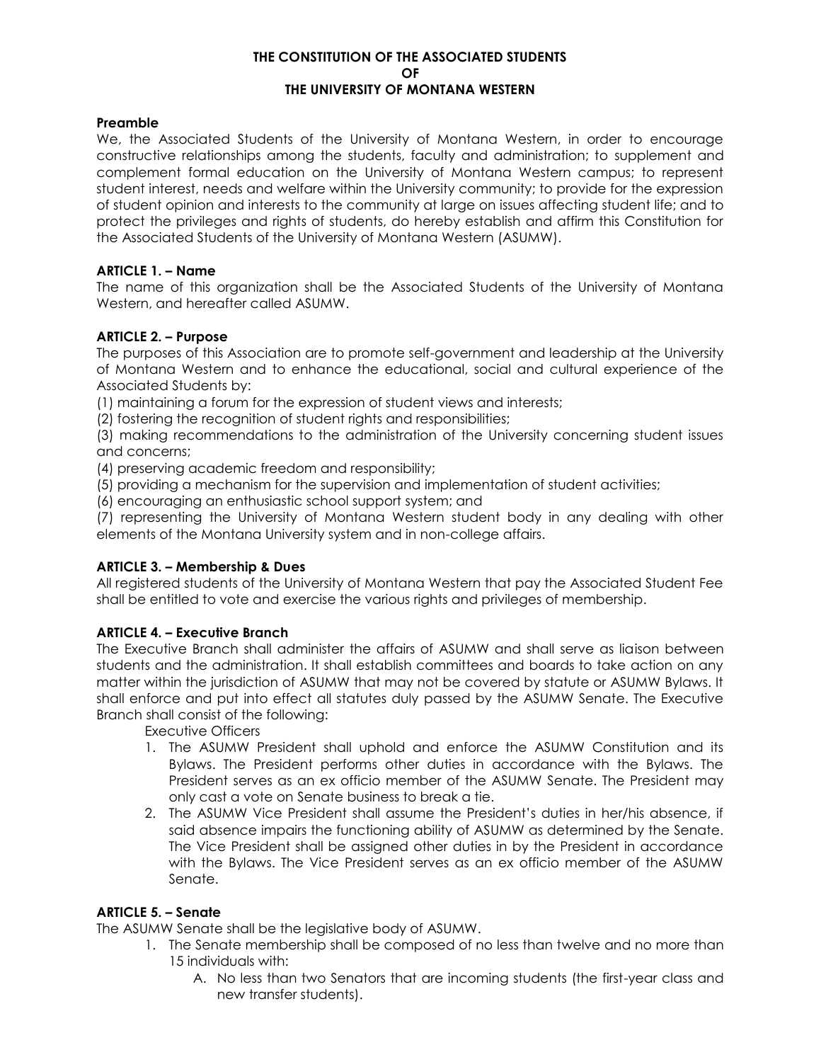# THE CONSTITUTION OF THE ASSOCIATED STUDENTS OF THE UNIVERSITY OF MONTANA WESTERN

**Preamble**

We, the Associated Students of the University of Montana Western, in order to encourage constructive relationships among the students, faculty and administration; to supplement and complement formal education on the University of Montana Western campus; to represent student interest, needs and welfare within the University community; to provide for the expression of student opinion and interests to the community at large on issues affecting student life; and to protect the privileges and rights of students, do hereby establish and affirm this Constitution for the Associated Students of the University of Montana Western (ASUMW).

**ARTICLE 1. – Name**

The name of this organization shall be the Associated Students of the University of Montana Western, and hereafter called ASUMW.

**ARTICLE 2. – Purpose**

The purposes of this Association are to promote self-government and leadership at the University of Montana Western and to enhance the educational, social and cultural experience of the Associated Students by:

(1) maintaining a forum for the expression of student views and interests;
(2) fostering the recognition of student rights and responsibilities;
(3) making recommendations to the administration of the University concerning student issues and concerns;
(4) preserving academic freedom and responsibility;
(5) providing a mechanism for the supervision and implementation of student activities;
(6) encouraging an enthusiastic school support system; and
(7) representing the University of Montana Western student body in any dealing with other elements of the Montana University system and in non-college affairs.

**ARTICLE 3. – Membership & Dues**

All registered students of the University of Montana Western that pay the Associated Student Fee shall be entitled to vote and exercise the various rights and privileges of membership.

**ARTICLE 4. – Executive Branch**

The Executive Branch shall administer the affairs of ASUMW and shall serve as liaison between students and the administration. It shall establish committees and boards to take action on any matter within the jurisdiction of ASUMW that may not be covered by statute or ASUMW Bylaws. It shall enforce and put into effect all statutes duly passed by the ASUMW Senate. The Executive Branch shall consist of the following:

Executive Officers

1. The ASUMW President shall uphold and enforce the ASUMW Constitution and its Bylaws. The President performs other duties in accordance with the Bylaws. The President serves as an ex officio member of the ASUMW Senate. The President may only cast a vote on Senate business to break a tie.
2. The ASUMW Vice President shall assume the President's duties in her/his absence, if said absence impairs the functioning ability of ASUMW as determined by the Senate. The Vice President shall be assigned other duties in by the President in accordance with the Bylaws. The Vice President serves as an ex officio member of the ASUMW Senate.

**ARTICLE 5. – Senate**

The ASUMW Senate shall be the legislative body of ASUMW.

1. The Senate membership shall be composed of no less than twelve and no more than 15 individuals with:
   A. No less than two Senators that are incoming students (the first-year class and new transfer students).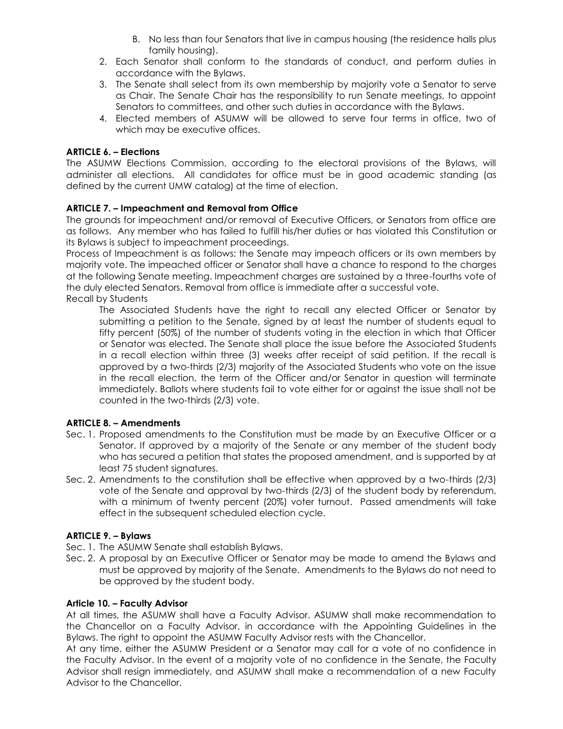B. No less than four Senators that live in campus housing (the residence halls plus family housing).

2. Each Senator shall conform to the standards of conduct, and perform duties in accordance with the Bylaws.
3. The Senate shall select from its own membership by majority vote a Senator to serve as Chair. The Senate Chair has the responsibility to run Senate meetings, to appoint Senators to committees, and other such duties in accordance with the Bylaws.
4. Elected members of ASUMW will be allowed to serve four terms in office, two of which may be executive offices.

**ARTICLE 6. – Elections**

The ASUMW Elections Commission, according to the electoral provisions of the Bylaws, will administer all elections. All candidates for office must be in good academic standing (as defined by the current UMW catalog) at the time of election.

**ARTICLE 7. – Impeachment and Removal from Office**

The grounds for impeachment and/or removal of Executive Officers, or Senators from office are as follows. Any member who has failed to fulfill his/her duties or has violated this Constitution or its Bylaws is subject to impeachment proceedings.

Process of Impeachment is as follows: the Senate may impeach officers or its own members by majority vote. The impeached officer or Senator shall have a chance to respond to the charges at the following Senate meeting. Impeachment charges are sustained by a three-fourths vote of the duly elected Senators. Removal from office is immediate after a successful vote.

Recall by Students

The Associated Students have the right to recall any elected Officer or Senator by submitting a petition to the Senate, signed by at least the number of students equal to fifty percent (50%) of the number of students voting in the election in which that Officer or Senator was elected. The Senate shall place the issue before the Associated Students in a recall election within three (3) weeks after receipt of said petition. If the recall is approved by a two-thirds (2/3) majority of the Associated Students who vote on the issue in the recall election, the term of the Officer and/or Senator in question will terminate immediately. Ballots where students fail to vote either for or against the issue shall not be counted in the two-thirds (2/3) vote.

**ARTICLE 8. – Amendments**

Sec. 1. Proposed amendments to the Constitution must be made by an Executive Officer or a Senator. If approved by a majority of the Senate or any member of the student body who has secured a petition that states the proposed amendment, and is supported by at least 75 student signatures.

Sec. 2. Amendments to the constitution shall be effective when approved by a two-thirds (2/3) vote of the Senate and approval by two-thirds (2/3) of the student body by referendum, with a minimum of twenty percent (20%) voter turnout. Passed amendments will take effect in the subsequent scheduled election cycle.

**ARTICLE 9. – Bylaws**

Sec. 1. The ASUMW Senate shall establish Bylaws.

Sec. 2. A proposal by an Executive Officer or Senator may be made to amend the Bylaws and must be approved by majority of the Senate. Amendments to the Bylaws do not need to be approved by the student body.

**Article 10. – Faculty Advisor**

At all times, the ASUMW shall have a Faculty Advisor. ASUMW shall make recommendation to the Chancellor on a Faculty Advisor, in accordance with the Appointing Guidelines in the Bylaws. The right to appoint the ASUMW Faculty Advisor rests with the Chancellor.

At any time, either the ASUMW President or a Senator may call for a vote of no confidence in the Faculty Advisor. In the event of a majority vote of no confidence in the Senate, the Faculty Advisor shall resign immediately, and ASUMW shall make a recommendation of a new Faculty Advisor to the Chancellor.